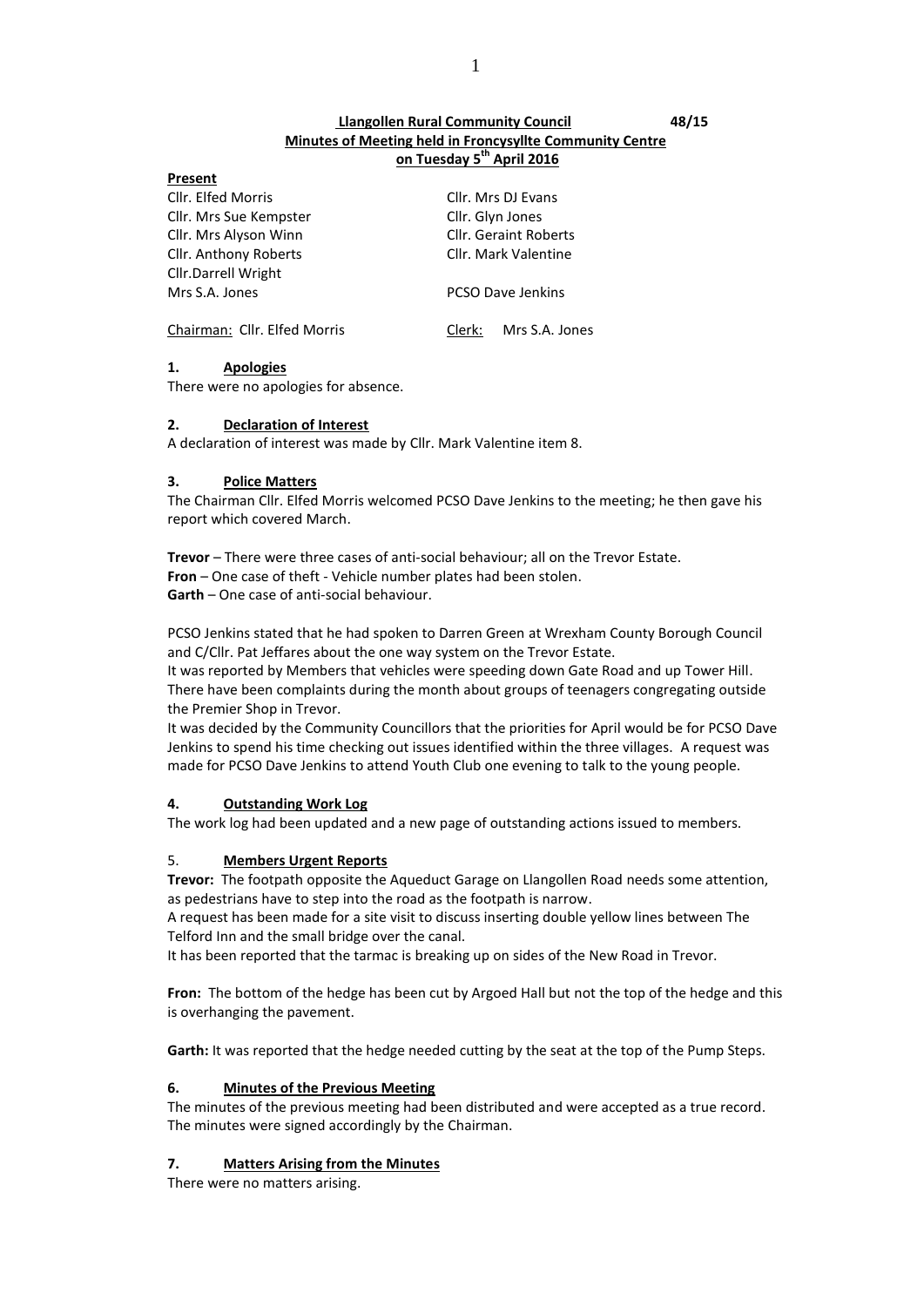**Llangollen Rural Community Council** **48/15**

**Minutes of Meeting held in Froncysyllte Community Centre on Tuesday 5th April 2016**

**Present**

| | |
|---|---|
| Cllr. Elfed Morris | Cllr. Mrs DJ Evans |
| Cllr. Mrs Sue Kempster | Cllr. Glyn Jones |
| Cllr. Mrs Alyson Winn | Cllr. Geraint Roberts |
| Cllr. Anthony Roberts | Cllr. Mark Valentine |
| Cllr.Darrell Wright | |
| Mrs S.A. Jones | PCSO Dave Jenkins |
| Chairman: Cllr. Elfed Morris | Clerk: Mrs S.A. Jones |

## 1. Apologies

There were no apologies for absence.

## 2. Declaration of Interest

A declaration of interest was made by Cllr. Mark Valentine item 8.

## 3. Police Matters

The Chairman Cllr. Elfed Morris welcomed PCSO Dave Jenkins to the meeting; he then gave his report which covered March.

**Trevor** – There were three cases of anti-social behaviour; all on the Trevor Estate.
**Fron** – One case of theft - Vehicle number plates had been stolen.
**Garth** – One case of anti-social behaviour.

PCSO Jenkins stated that he had spoken to Darren Green at Wrexham County Borough Council and C/Cllr. Pat Jeffares about the one way system on the Trevor Estate.
It was reported by Members that vehicles were speeding down Gate Road and up Tower Hill.
There have been complaints during the month about groups of teenagers congregating outside the Premier Shop in Trevor.
It was decided by the Community Councillors that the priorities for April would be for PCSO Dave Jenkins to spend his time checking out issues identified within the three villages. A request was made for PCSO Dave Jenkins to attend Youth Club one evening to talk to the young people.

## 4. Outstanding Work Log

The work log had been updated and a new page of outstanding actions issued to members.

## 5. Members Urgent Reports

**Trevor:** The footpath opposite the Aqueduct Garage on Llangollen Road needs some attention, as pedestrians have to step into the road as the footpath is narrow.
A request has been made for a site visit to discuss inserting double yellow lines between The Telford Inn and the small bridge over the canal.
It has been reported that the tarmac is breaking up on sides of the New Road in Trevor.

**Fron:** The bottom of the hedge has been cut by Argoed Hall but not the top of the hedge and this is overhanging the pavement.

**Garth:** It was reported that the hedge needed cutting by the seat at the top of the Pump Steps.

## 6. Minutes of the Previous Meeting

The minutes of the previous meeting had been distributed and were accepted as a true record. The minutes were signed accordingly by the Chairman.

## 7. Matters Arising from the Minutes

There were no matters arising.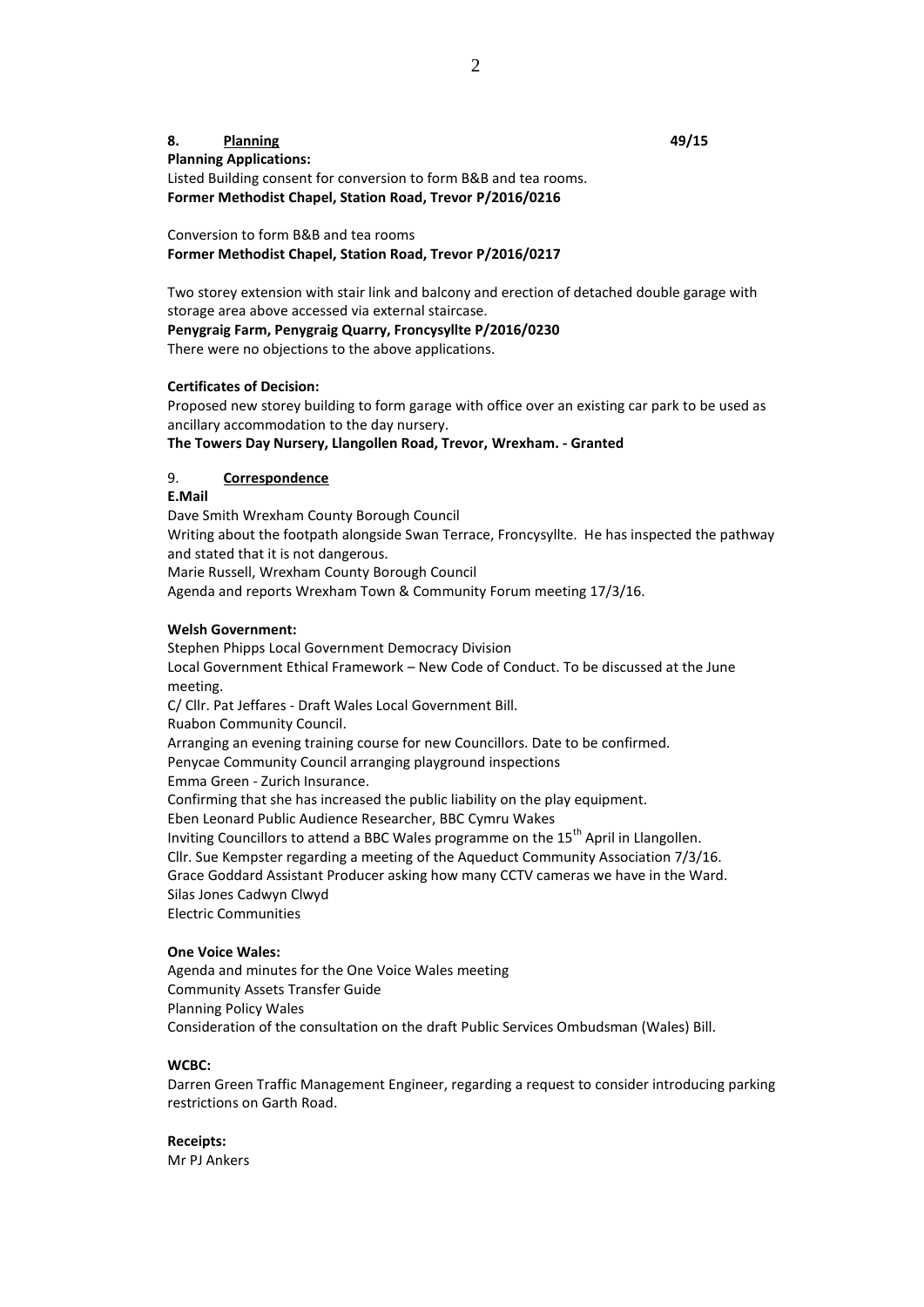## 8. <u>Planning</u> 49/15

**Planning Applications:**

Listed Building consent for conversion to form B&B and tea rooms.
**Former Methodist Chapel, Station Road, Trevor P/2016/0216**

Conversion to form B&B and tea rooms
**Former Methodist Chapel, Station Road, Trevor P/2016/0217**

Two storey extension with stair link and balcony and erection of detached double garage with storage area above accessed via external staircase.
**Penygraig Farm, Penygraig Quarry, Froncysyllte P/2016/0230**
There were no objections to the above applications.

**Certificates of Decision:**

Proposed new storey building to form garage with office over an existing car park to be used as ancillary accommodation to the day nursery.
**The Towers Day Nursery, Llangollen Road, Trevor, Wrexham. - Granted**

## 9. <u>Correspondence</u>

**E.Mail**

Dave Smith Wrexham County Borough Council
Writing about the footpath alongside Swan Terrace, Froncysyllte. He has inspected the pathway and stated that it is not dangerous.
Marie Russell, Wrexham County Borough Council
Agenda and reports Wrexham Town & Community Forum meeting 17/3/16.

**Welsh Government:**

Stephen Phipps Local Government Democracy Division
Local Government Ethical Framework – New Code of Conduct. To be discussed at the June meeting.
C/ Cllr. Pat Jeffares - Draft Wales Local Government Bill.
Ruabon Community Council.
Arranging an evening training course for new Councillors. Date to be confirmed.
Penycae Community Council arranging playground inspections
Emma Green - Zurich Insurance.
Confirming that she has increased the public liability on the play equipment.
Eben Leonard Public Audience Researcher, BBC Cymru Wakes
Inviting Councillors to attend a BBC Wales programme on the 15th April in Llangollen.
Cllr. Sue Kempster regarding a meeting of the Aqueduct Community Association 7/3/16.
Grace Goddard Assistant Producer asking how many CCTV cameras we have in the Ward.
Silas Jones Cadwyn Clwyd
Electric Communities

**One Voice Wales:**

Agenda and minutes for the One Voice Wales meeting
Community Assets Transfer Guide
Planning Policy Wales
Consideration of the consultation on the draft Public Services Ombudsman (Wales) Bill.

**WCBC:**

Darren Green Traffic Management Engineer, regarding a request to consider introducing parking restrictions on Garth Road.

**Receipts:**

Mr PJ Ankers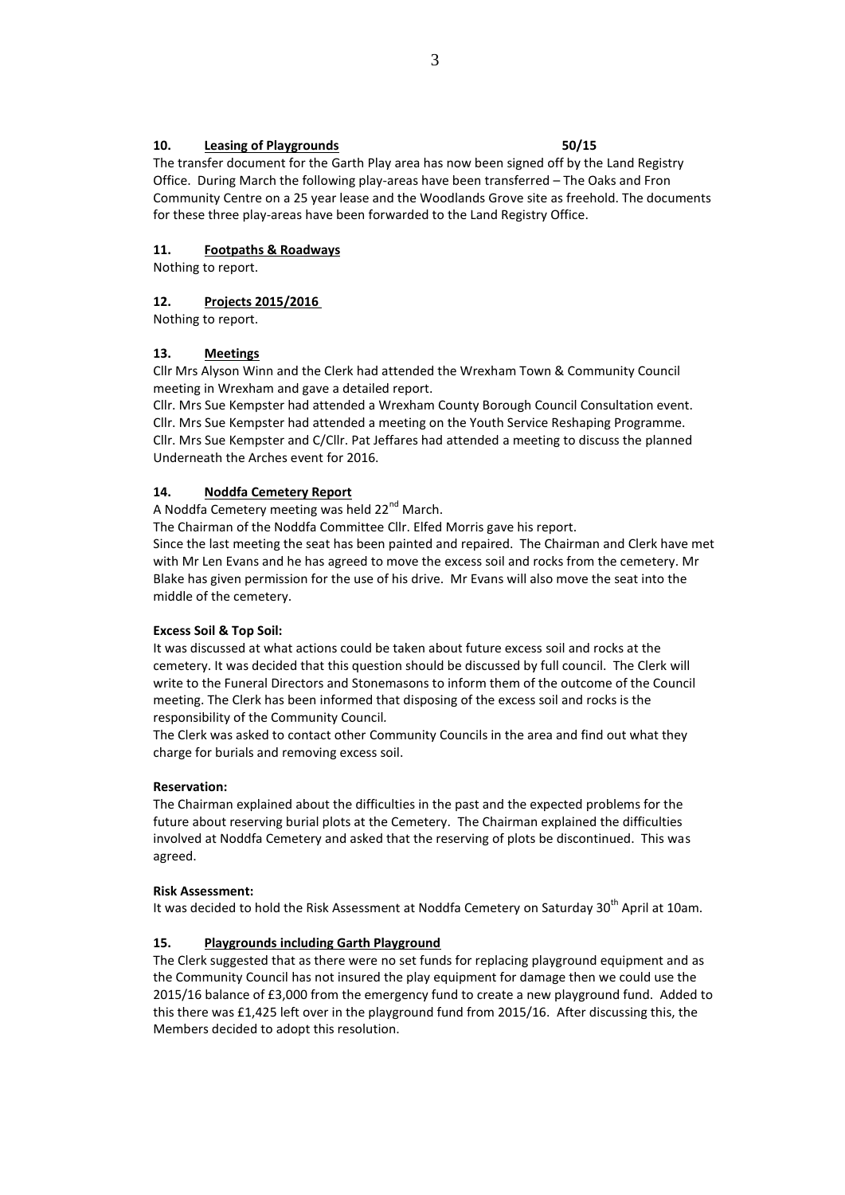## 10. Leasing of Playgrounds 50/15

The transfer document for the Garth Play area has now been signed off by the Land Registry Office. During March the following play-areas have been transferred – The Oaks and Fron Community Centre on a 25 year lease and the Woodlands Grove site as freehold. The documents for these three play-areas have been forwarded to the Land Registry Office.

## 11. Footpaths & Roadways

Nothing to report.

## 12. Projects 2015/2016

Nothing to report.

## 13. Meetings

Cllr Mrs Alyson Winn and the Clerk had attended the Wrexham Town & Community Council meeting in Wrexham and gave a detailed report.

Cllr. Mrs Sue Kempster had attended a Wrexham County Borough Council Consultation event.

Cllr. Mrs Sue Kempster had attended a meeting on the Youth Service Reshaping Programme.

Cllr. Mrs Sue Kempster and C/Cllr. Pat Jeffares had attended a meeting to discuss the planned Underneath the Arches event for 2016.

## 14. Noddfa Cemetery Report

A Noddfa Cemetery meeting was held 22nd March.

The Chairman of the Noddfa Committee Cllr. Elfed Morris gave his report.

Since the last meeting the seat has been painted and repaired. The Chairman and Clerk have met with Mr Len Evans and he has agreed to move the excess soil and rocks from the cemetery. Mr Blake has given permission for the use of his drive. Mr Evans will also move the seat into the middle of the cemetery.

**Excess Soil & Top Soil:**

It was discussed at what actions could be taken about future excess soil and rocks at the cemetery. It was decided that this question should be discussed by full council. The Clerk will write to the Funeral Directors and Stonemasons to inform them of the outcome of the Council meeting. The Clerk has been informed that disposing of the excess soil and rocks is the responsibility of the Community Council.

The Clerk was asked to contact other Community Councils in the area and find out what they charge for burials and removing excess soil.

**Reservation:**

The Chairman explained about the difficulties in the past and the expected problems for the future about reserving burial plots at the Cemetery. The Chairman explained the difficulties involved at Noddfa Cemetery and asked that the reserving of plots be discontinued. This was agreed.

**Risk Assessment:**

It was decided to hold the Risk Assessment at Noddfa Cemetery on Saturday 30th April at 10am.

## 15. Playgrounds including Garth Playground

The Clerk suggested that as there were no set funds for replacing playground equipment and as the Community Council has not insured the play equipment for damage then we could use the 2015/16 balance of £3,000 from the emergency fund to create a new playground fund. Added to this there was £1,425 left over in the playground fund from 2015/16. After discussing this, the Members decided to adopt this resolution.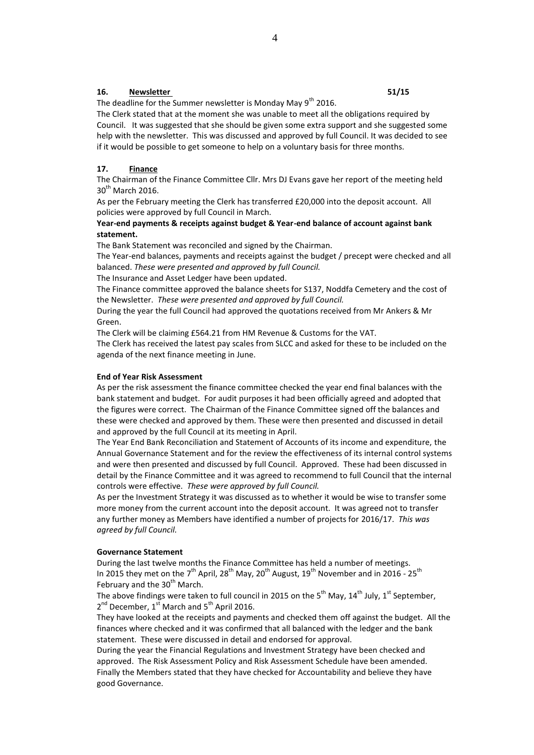**16. Newsletter** **51/15**

The deadline for the Summer newsletter is Monday May 9th 2016.

The Clerk stated that at the moment she was unable to meet all the obligations required by Council. It was suggested that she should be given some extra support and she suggested some help with the newsletter. This was discussed and approved by full Council. It was decided to see if it would be possible to get someone to help on a voluntary basis for three months.

**17. Finance**

The Chairman of the Finance Committee Cllr. Mrs DJ Evans gave her report of the meeting held 30th March 2016.

As per the February meeting the Clerk has transferred £20,000 into the deposit account. All policies were approved by full Council in March.

**Year-end payments & receipts against budget & Year-end balance of account against bank statement.**

The Bank Statement was reconciled and signed by the Chairman.

The Year-end balances, payments and receipts against the budget / precept were checked and all balanced. *These were presented and approved by full Council.*

The Insurance and Asset Ledger have been updated.

The Finance committee approved the balance sheets for S137, Noddfa Cemetery and the cost of the Newsletter. *These were presented and approved by full Council.*

During the year the full Council had approved the quotations received from Mr Ankers & Mr Green.

The Clerk will be claiming £564.21 from HM Revenue & Customs for the VAT.

The Clerk has received the latest pay scales from SLCC and asked for these to be included on the agenda of the next finance meeting in June.

**End of Year Risk Assessment**

As per the risk assessment the finance committee checked the year end final balances with the bank statement and budget. For audit purposes it had been officially agreed and adopted that the figures were correct. The Chairman of the Finance Committee signed off the balances and these were checked and approved by them. These were then presented and discussed in detail and approved by the full Council at its meeting in April.

The Year End Bank Reconciliation and Statement of Accounts of its income and expenditure, the Annual Governance Statement and for the review the effectiveness of its internal control systems and were then presented and discussed by full Council. Approved. These had been discussed in detail by the Finance Committee and it was agreed to recommend to full Council that the internal controls were effective. *These were approved by full Council.*

As per the Investment Strategy it was discussed as to whether it would be wise to transfer some more money from the current account into the deposit account. It was agreed not to transfer any further money as Members have identified a number of projects for 2016/17. *This was agreed by full Council.*

**Governance Statement**

During the last twelve months the Finance Committee has held a number of meetings. In 2015 they met on the 7th April, 28th May, 20th August, 19th November and in 2016 - 25th February and the 30th March.

The above findings were taken to full council in 2015 on the 5th May, 14th July, 1st September, 2nd December, 1st March and 5th April 2016.

They have looked at the receipts and payments and checked them off against the budget. All the finances where checked and it was confirmed that all balanced with the ledger and the bank statement. These were discussed in detail and endorsed for approval.

During the year the Financial Regulations and Investment Strategy have been checked and approved. The Risk Assessment Policy and Risk Assessment Schedule have been amended. Finally the Members stated that they have checked for Accountability and believe they have good Governance.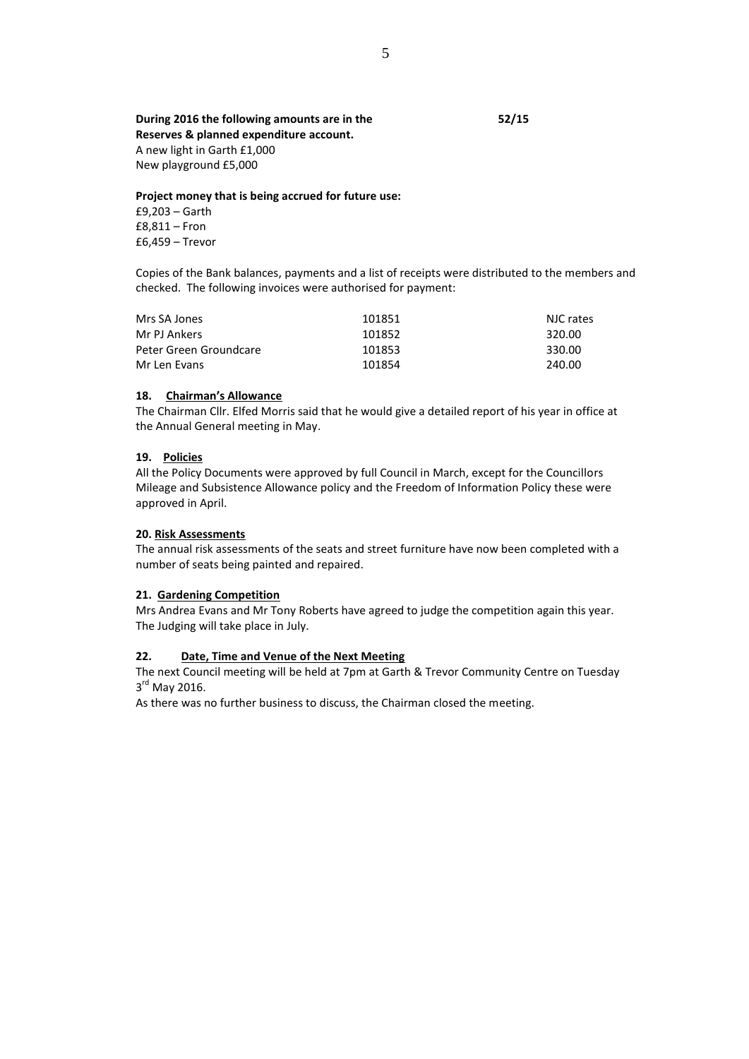**During 2016 the following amounts are in the Reserves & planned expenditure account.** **52/15**

A new light in Garth £1,000
New playground £5,000

**Project money that is being accrued for future use:**

£9,203 – Garth
£8,811 – Fron
£6,459 – Trevor

Copies of the Bank balances, payments and a list of receipts were distributed to the members and checked. The following invoices were authorised for payment:

| | | |
|---|---|---|
| Mrs SA Jones | 101851 | NJC rates |
| Mr PJ Ankers | 101852 | 320.00 |
| Peter Green Groundcare | 101853 | 330.00 |
| Mr Len Evans | 101854 | 240.00 |

**18. Chairman's Allowance**

The Chairman Cllr. Elfed Morris said that he would give a detailed report of his year in office at the Annual General meeting in May.

**19. Policies**

All the Policy Documents were approved by full Council in March, except for the Councillors Mileage and Subsistence Allowance policy and the Freedom of Information Policy these were approved in April.

**20. Risk Assessments**

The annual risk assessments of the seats and street furniture have now been completed with a number of seats being painted and repaired.

**21. Gardening Competition**

Mrs Andrea Evans and Mr Tony Roberts have agreed to judge the competition again this year. The Judging will take place in July.

**22. Date, Time and Venue of the Next Meeting**

The next Council meeting will be held at 7pm at Garth & Trevor Community Centre on Tuesday 3rd May 2016.

As there was no further business to discuss, the Chairman closed the meeting.